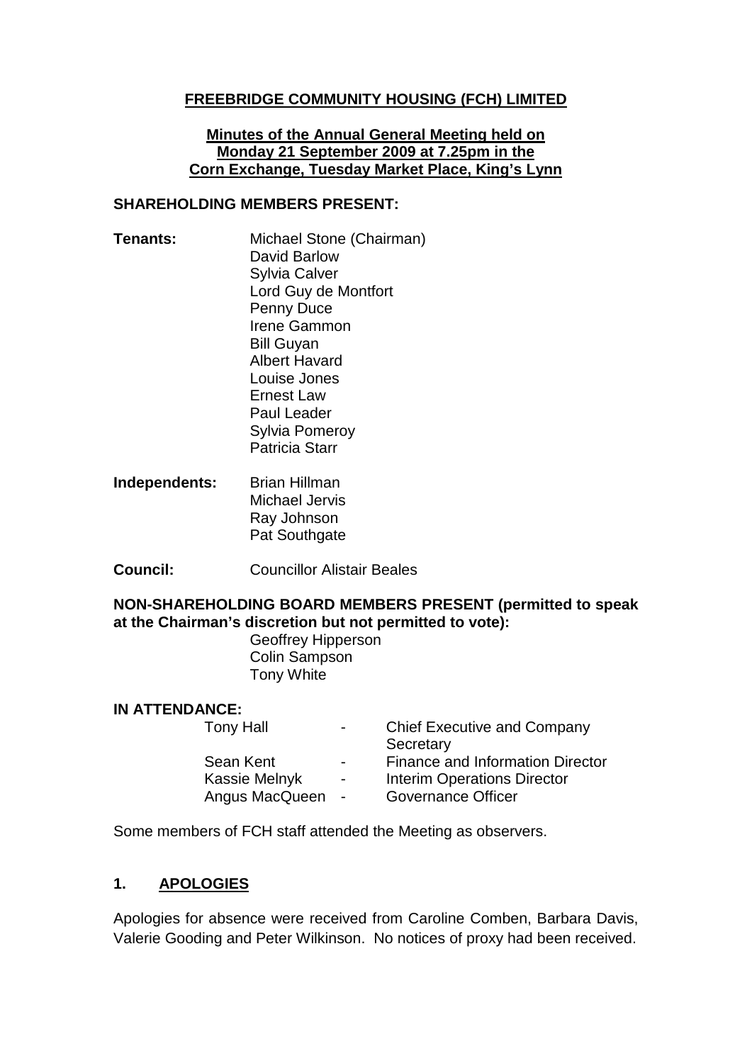# FREEBRIDGE COMMUNITY HOUSING (FCH) LIMITED

**Minutes of the Annual General Meeting held on**
**Monday 21 September 2009 at 7.25pm in the**
**Corn Exchange, Tuesday Market Place, King's Lynn**

## SHAREHOLDING MEMBERS PRESENT:

**Tenants:**
Michael Stone (Chairman)
David Barlow
Sylvia Calver
Lord Guy de Montfort
Penny Duce
Irene Gammon
Bill Guyan
Albert Havard
Louise Jones
Ernest Law
Paul Leader
Sylvia Pomeroy
Patricia Starr

**Independents:**
Brian Hillman
Michael Jervis
Ray Johnson
Pat Southgate

**Council:** Councillor Alistair Beales

## NON-SHAREHOLDING BOARD MEMBERS PRESENT (permitted to speak at the Chairman's discretion but not permitted to vote):

Geoffrey Hipperson
Colin Sampson
Tony White

## IN ATTENDANCE:

| | | |
|---|---|---|
| Tony Hall | - | Chief Executive and Company Secretary |
| Sean Kent | - | Finance and Information Director |
| Kassie Melnyk | - | Interim Operations Director |
| Angus MacQueen | - | Governance Officer |

Some members of FCH staff attended the Meeting as observers.

## 1. APOLOGIES

Apologies for absence were received from Caroline Comben, Barbara Davis, Valerie Gooding and Peter Wilkinson. No notices of proxy had been received.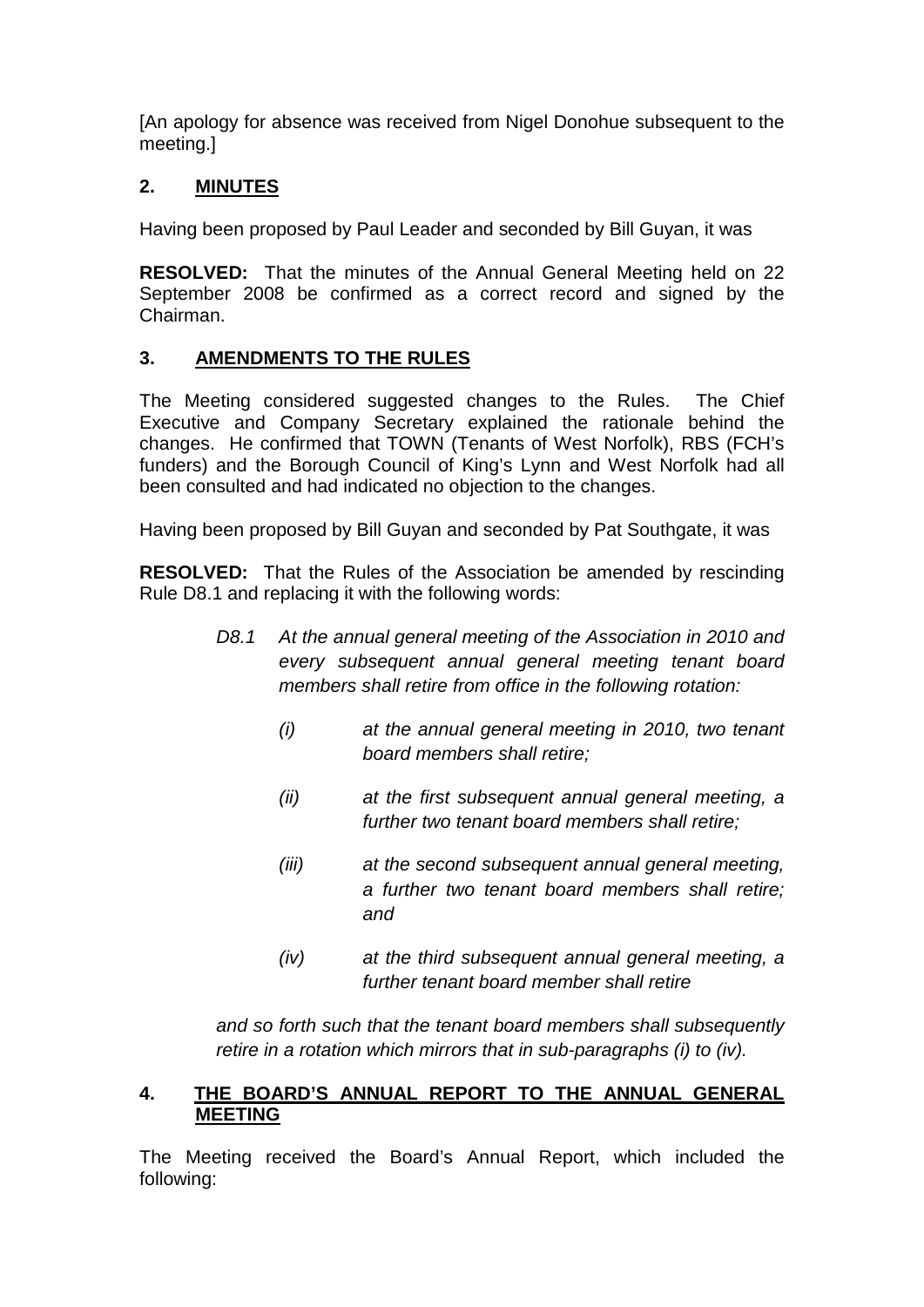[An apology for absence was received from Nigel Donohue subsequent to the meeting.]

## 2. MINUTES

Having been proposed by Paul Leader and seconded by Bill Guyan, it was

**RESOLVED:** That the minutes of the Annual General Meeting held on 22 September 2008 be confirmed as a correct record and signed by the Chairman.

## 3. AMENDMENTS TO THE RULES

The Meeting considered suggested changes to the Rules. The Chief Executive and Company Secretary explained the rationale behind the changes. He confirmed that TOWN (Tenants of West Norfolk), RBS (FCH's funders) and the Borough Council of King's Lynn and West Norfolk had all been consulted and had indicated no objection to the changes.

Having been proposed by Bill Guyan and seconded by Pat Southgate, it was

**RESOLVED:** That the Rules of the Association be amended by rescinding Rule D8.1 and replacing it with the following words:

> *D8.1 At the annual general meeting of the Association in 2010 and every subsequent annual general meeting tenant board members shall retire from office in the following rotation:*
>
> *(i) at the annual general meeting in 2010, two tenant board members shall retire;*
>
> *(ii) at the first subsequent annual general meeting, a further two tenant board members shall retire;*
>
> *(iii) at the second subsequent annual general meeting, a further two tenant board members shall retire; and*
>
> *(iv) at the third subsequent annual general meeting, a further tenant board member shall retire*
>
> *and so forth such that the tenant board members shall subsequently retire in a rotation which mirrors that in sub-paragraphs (i) to (iv).*

## 4. THE BOARD'S ANNUAL REPORT TO THE ANNUAL GENERAL MEETING

The Meeting received the Board's Annual Report, which included the following: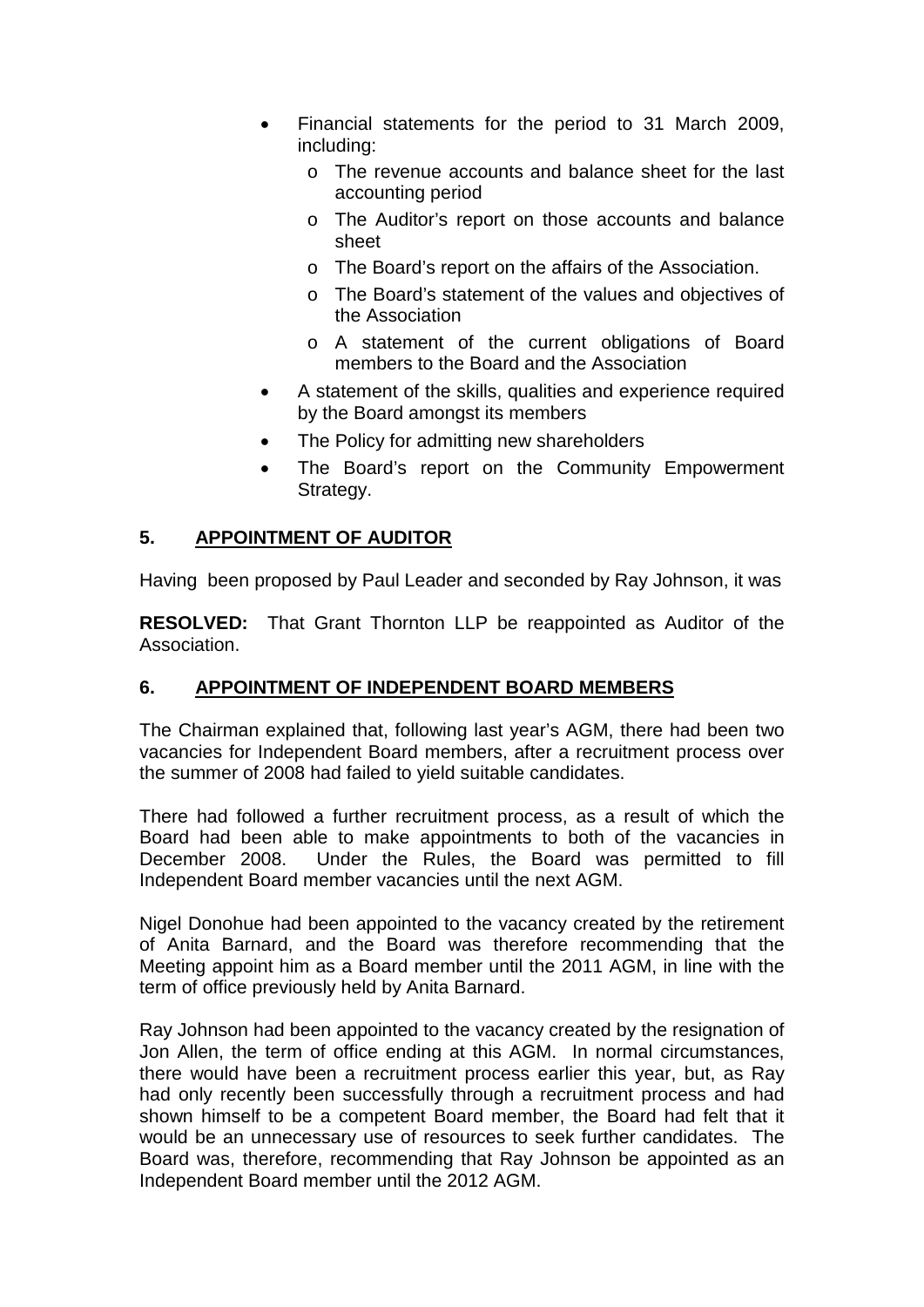- Financial statements for the period to 31 March 2009, including:
  - The revenue accounts and balance sheet for the last accounting period
  - The Auditor's report on those accounts and balance sheet
  - The Board's report on the affairs of the Association.
  - The Board's statement of the values and objectives of the Association
  - A statement of the current obligations of Board members to the Board and the Association
- A statement of the skills, qualities and experience required by the Board amongst its members
- The Policy for admitting new shareholders
- The Board's report on the Community Empowerment Strategy.

## 5. APPOINTMENT OF AUDITOR

Having been proposed by Paul Leader and seconded by Ray Johnson, it was

**RESOLVED:** That Grant Thornton LLP be reappointed as Auditor of the Association.

## 6. APPOINTMENT OF INDEPENDENT BOARD MEMBERS

The Chairman explained that, following last year's AGM, there had been two vacancies for Independent Board members, after a recruitment process over the summer of 2008 had failed to yield suitable candidates.

There had followed a further recruitment process, as a result of which the Board had been able to make appointments to both of the vacancies in December 2008. Under the Rules, the Board was permitted to fill Independent Board member vacancies until the next AGM.

Nigel Donohue had been appointed to the vacancy created by the retirement of Anita Barnard, and the Board was therefore recommending that the Meeting appoint him as a Board member until the 2011 AGM, in line with the term of office previously held by Anita Barnard.

Ray Johnson had been appointed to the vacancy created by the resignation of Jon Allen, the term of office ending at this AGM. In normal circumstances, there would have been a recruitment process earlier this year, but, as Ray had only recently been successfully through a recruitment process and had shown himself to be a competent Board member, the Board had felt that it would be an unnecessary use of resources to seek further candidates. The Board was, therefore, recommending that Ray Johnson be appointed as an Independent Board member until the 2012 AGM.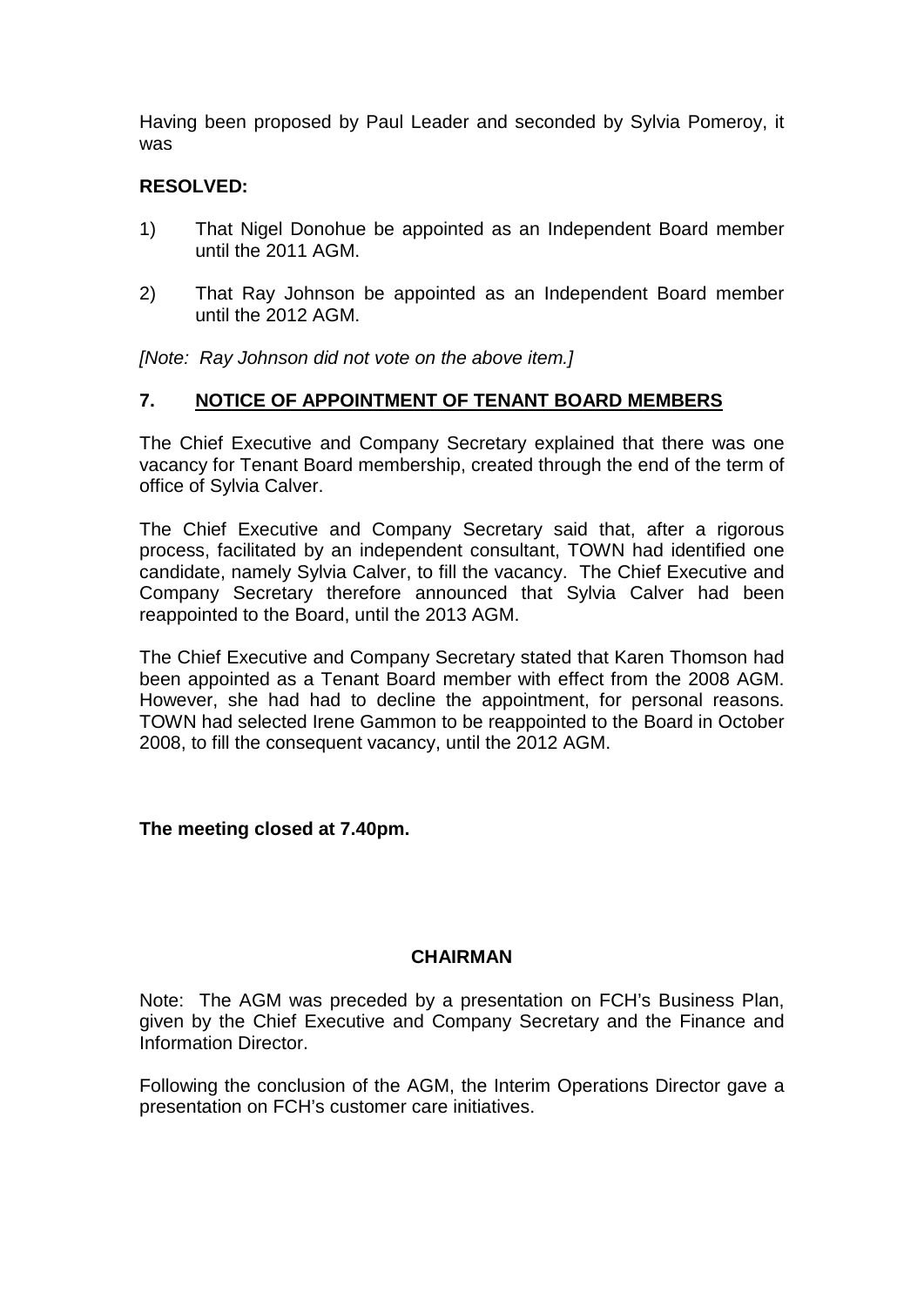Having been proposed by Paul Leader and seconded by Sylvia Pomeroy, it was

**RESOLVED:**

1) That Nigel Donohue be appointed as an Independent Board member until the 2011 AGM.

2) That Ray Johnson be appointed as an Independent Board member until the 2012 AGM.

*[Note: Ray Johnson did not vote on the above item.]*

## 7. NOTICE OF APPOINTMENT OF TENANT BOARD MEMBERS

The Chief Executive and Company Secretary explained that there was one vacancy for Tenant Board membership, created through the end of the term of office of Sylvia Calver.

The Chief Executive and Company Secretary said that, after a rigorous process, facilitated by an independent consultant, TOWN had identified one candidate, namely Sylvia Calver, to fill the vacancy. The Chief Executive and Company Secretary therefore announced that Sylvia Calver had been reappointed to the Board, until the 2013 AGM.

The Chief Executive and Company Secretary stated that Karen Thomson had been appointed as a Tenant Board member with effect from the 2008 AGM. However, she had had to decline the appointment, for personal reasons. TOWN had selected Irene Gammon to be reappointed to the Board in October 2008, to fill the consequent vacancy, until the 2012 AGM.

**The meeting closed at 7.40pm.**

**CHAIRMAN**

Note: The AGM was preceded by a presentation on FCH's Business Plan, given by the Chief Executive and Company Secretary and the Finance and Information Director.

Following the conclusion of the AGM, the Interim Operations Director gave a presentation on FCH's customer care initiatives.